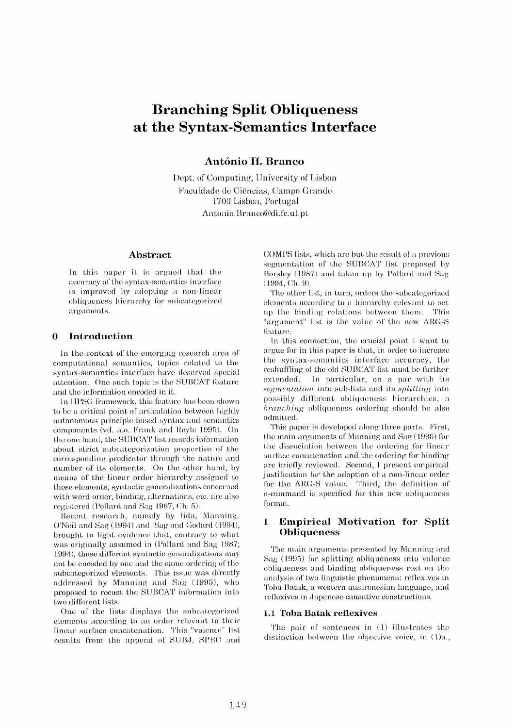# Branching Split Obliqueness at the Syntax-Semantics Interface

**António H. Branco**

Dept. of Computing, University of Lisbon
Faculdade de Ciências, Campo Grande
1700 Lisboa, Portugal
Antonio.Branco@di.fc.ul.pt

## Abstract

In this paper it is argued that the accuracy of the syntax-semantics interface is improved by adopting a non-linear obliqueness hierarchy for subcategorized arguments.

## 0 Introduction

In the context of the emerging research area of computational semantics, topics related to the syntax-semantics interface have deserved special attention. One such topic is the SUBCAT feature and the information encoded in it.

In HPSG framework, this feature has been shown to be a critical point of articulation between highly autonomous principle-based syntax and semantics components (vd. a.o. Frank and Reyle 1995). On the one hand, the SUBCAT list records information about strict subcategorization properties of the corresponding predicator through the nature and number of its elements. On the other hand, by means of the linear order hierarchy assigned to these elements, syntactic generalizations concerned with word order, binding, alternations, etc. are also registered (Pollard and Sag 1987, Ch. 5).

Recent research, namely by Iida, Manning, O'Neil and Sag (1994) and Sag and Godard (1994), brought to light evidence that, contrary to what was originally assumed in (Pollard and Sag 1987; 1994), those different syntactic generalizations may not be encoded by one and the same ordering of the subcategorized elements. This issue was directly addressed by Manning and Sag (1995), who proposed to recast the SUBCAT information into two different lists.

One of the lists displays the subcategorized elements according to an order relevant to their linear surface concatenation. This "valence" list results from the append of SUBJ, SPEC and COMPS lists, which are but the result of a previous segmentation of the SUBCAT list proposed by Borsley (1987) and taken up by Pollard and Sag (1994, Ch. 9).

The other list, in turn, orders the subcategorized elements according to a hierarchy relevant to set up the binding relations between them. This "argument" list is the value of the new ARG-S feature.

In this connection, the crucial point I want to argue for in this paper is that, in order to increase the syntax-semantics interface accuracy, the reshuffling of the old SUBCAT list must be further extended. In particular, on a par with its *segmentation* into sub-lists and its *splitting* into possibly different obliqueness hierarchies, a *branching* obliqueness ordering should be also admitted.

This paper is developed along three parts. First, the main arguments of Manning and Sag (1995) for the dissociation between the ordering for linear surface concatenation and the ordering for binding are briefly reviewed. Second, I present empirical justification for the adoption of a non-linear order for the ARG-S value. Third, the definition of o-command is specified for this new obliqueness format.

## 1 Empirical Motivation for Split Obliqueness

The main arguments presented by Manning and Sag (1995) for splitting obliqueness into valence obliqueness and binding obliqueness rest on the analysis of two linguistic phenomena: reflexives in Toba Batak, a western austronesian language, and reflexives in Japanese causative constructions.

### 1.1 Toba Batak reflexives

The pair of sentences in (1) illustrates the distinction between the objective voice, in (1)a.,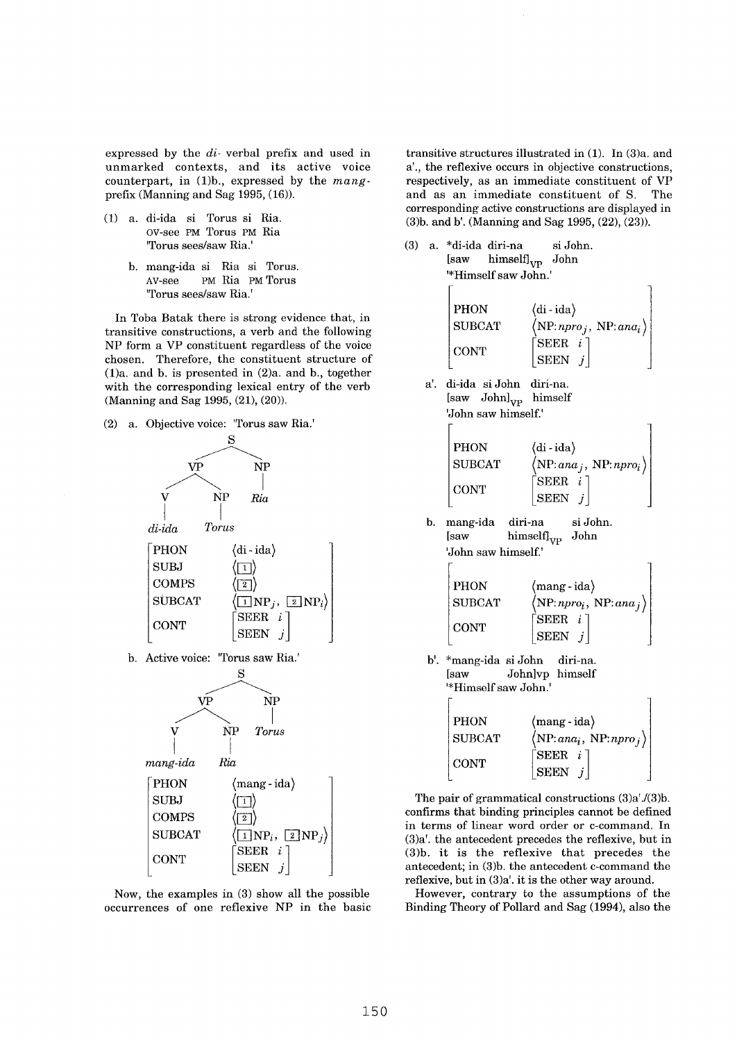expressed by the *di-* verbal prefix and used in unmarked contexts, and its active voice counterpart, in (1)b., expressed by the *mang-* prefix (Manning and Sag 1995, (16)).

(1) a. di-ida si Torus si Ria.
OV-see PM Torus PM Ria
'Torus sees/saw Ria.'

b. mang-ida si Ria si Torus.
AV-see PM Ria PM Torus
'Torus sees/saw Ria.'

In Toba Batak there is strong evidence that, in transitive constructions, a verb and the following NP form a VP constituent regardless of the voice chosen. Therefore, the constituent structure of (1)a. and b. is presented in (2)a. and b., together with the corresponding lexical entry of the verb (Manning and Sag 1995, (21), (20)).

(2) a. Objective voice: 'Torus saw Ria.'

```
        S
      /   \
    VP     NP
   /  \     |
  V    NP   Ria
  |    |
di-ida Torus
```

$$\begin{bmatrix} \text{PHON} & \langle \text{di - ida} \rangle \\ \text{SUBJ} & \langle \boxed{1} \rangle \\ \text{COMPS} & \langle \boxed{2} \rangle \\ \text{SUBCAT} & \langle \boxed{1}\text{NP}_j,\ \boxed{2}\text{NP}_i \rangle \\ \text{CONT} & \begin{bmatrix} \text{SEER} & i \\ \text{SEEN} & j \end{bmatrix} \end{bmatrix}$$

b. Active voice: 'Torus saw Ria.'

```
          S
        /   \
      VP     NP
     /  \     |
    V    NP   Torus
    |    |
mang-ida Ria
```

$$\begin{bmatrix} \text{PHON} & \langle \text{mang - ida} \rangle \\ \text{SUBJ} & \langle \boxed{1} \rangle \\ \text{COMPS} & \langle \boxed{2} \rangle \\ \text{SUBCAT} & \langle \boxed{1}\text{NP}_i,\ \boxed{2}\text{NP}_j \rangle \\ \text{CONT} & \begin{bmatrix} \text{SEER} & i \\ \text{SEEN} & j \end{bmatrix} \end{bmatrix}$$

Now, the examples in (3) show all the possible occurrences of one reflexive NP in the basic transitive structures illustrated in (1). In (3)a. and a'., the reflexive occurs in objective constructions, respectively, as an immediate constituent of VP and as an immediate constituent of S. The corresponding active constructions are displayed in (3)b. and b'. (Manning and Sag 1995, (22), (23)).

(3) a. *di-ida diri-na si John.
[saw himself]$_{\text{VP}}$ John
'*Himself saw John.'

$$\begin{bmatrix} \text{PHON} & \langle \text{di - ida} \rangle \\ \text{SUBCAT} & \langle \text{NP:}npro_j,\ \text{NP:}ana_i \rangle \\ \text{CONT} & \begin{bmatrix} \text{SEER} & i \\ \text{SEEN} & j \end{bmatrix} \end{bmatrix}$$

a'. di-ida si John diri-na.
[saw John]$_{\text{VP}}$ himself
'John saw himself.'

$$\begin{bmatrix} \text{PHON} & \langle \text{di - ida} \rangle \\ \text{SUBCAT} & \langle \text{NP:}ana_j,\ \text{NP:}npro_i \rangle \\ \text{CONT} & \begin{bmatrix} \text{SEER} & i \\ \text{SEEN} & j \end{bmatrix} \end{bmatrix}$$

b. mang-ida diri-na si John.
[saw himself]$_{\text{VP}}$ John
'John saw himself.'

$$\begin{bmatrix} \text{PHON} & \langle \text{mang - ida} \rangle \\ \text{SUBCAT} & \langle \text{NP:}npro_i,\ \text{NP:}ana_j \rangle \\ \text{CONT} & \begin{bmatrix} \text{SEER} & i \\ \text{SEEN} & j \end{bmatrix} \end{bmatrix}$$

b'. *mang-ida si John diri-na.
[saw John]vp himself
'*Himself saw John.'

$$\begin{bmatrix} \text{PHON} & \langle \text{mang - ida} \rangle \\ \text{SUBCAT} & \langle \text{NP:}ana_i,\ \text{NP:}npro_j \rangle \\ \text{CONT} & \begin{bmatrix} \text{SEER} & i \\ \text{SEEN} & j \end{bmatrix} \end{bmatrix}$$

The pair of grammatical constructions (3)a'./(3)b. confirms that binding principles cannot be defined in terms of linear word order or c-command. In (3)a'. the antecedent precedes the reflexive, but in (3)b. it is the reflexive that precedes the antecedent; in (3)b. the antecedent c-command the reflexive, but in (3)a'. it is the other way around.

However, contrary to the assumptions of the Binding Theory of Pollard and Sag (1994), also the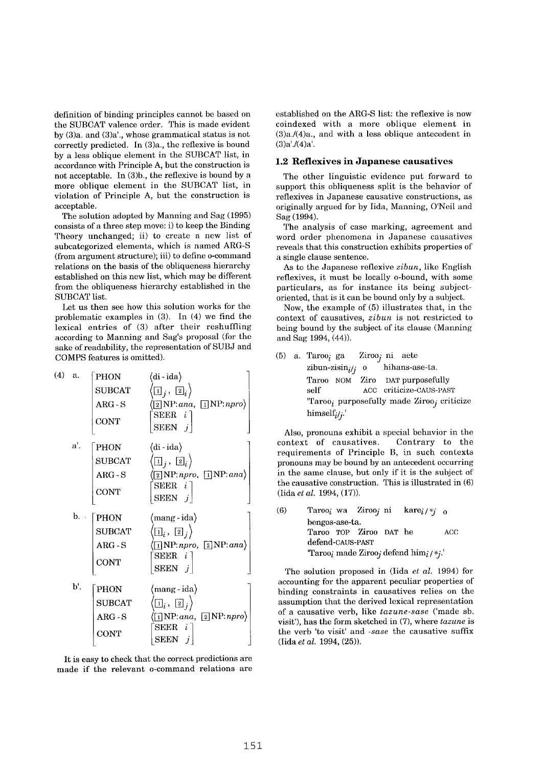definition of binding principles cannot be based on the SUBCAT valence order. This is made evident by (3)a. and (3)a'., whose grammatical status is not correctly predicted. In (3)a., the reflexive is bound by a less oblique element in the SUBCAT list, in accordance with Principle A, but the construction is not acceptable. In (3)b., the reflexive is bound by a more oblique element in the SUBCAT list, in violation of Principle A, but the construction is acceptable.

The solution adopted by Manning and Sag (1995) consists of a three step move: i) to keep the Binding Theory unchanged; ii) to create a new list of subcategorized elements, which is named ARG-S (from argument structure); iii) to define o-command relations on the basis of the obliqueness hierarchy established on this new list, which may be different from the obliqueness hierarchy established in the SUBCAT list.

Let us then see how this solution works for the problematic examples in (3). In (4) we find the lexical entries of (3) after their reshuffling according to Manning and Sag's proposal (for the sake of readability, the representation of SUBJ and COMPS features is omitted).

(4) a.
$$\begin{bmatrix} \text{PHON} & \langle \text{di-ida} \rangle \\ \text{SUBCAT} & \langle \boxed{1}_j, \boxed{2}_i \rangle \\ \text{ARG-S} & \langle \boxed{2}\text{NP}:ana,\ \boxed{1}\text{NP}:npro \rangle \\ \text{CONT} & \begin{bmatrix} \text{SEER} & i \\ \text{SEEN} & j \end{bmatrix} \end{bmatrix}$$

a'.
$$\begin{bmatrix} \text{PHON} & \langle \text{di-ida} \rangle \\ \text{SUBCAT} & \langle \boxed{1}_j, \boxed{2}_i \rangle \\ \text{ARG-S} & \langle \boxed{2}\text{NP}:npro,\ \boxed{1}\text{NP}:ana \rangle \\ \text{CONT} & \begin{bmatrix} \text{SEER} & i \\ \text{SEEN} & j \end{bmatrix} \end{bmatrix}$$

b.
$$\begin{bmatrix} \text{PHON} & \langle \text{mang-ida} \rangle \\ \text{SUBCAT} & \langle \boxed{1}_i, \boxed{2}_j \rangle \\ \text{ARG-S} & \langle \boxed{1}\text{NP}:npro,\ \boxed{2}\text{NP}:ana \rangle \\ \text{CONT} & \begin{bmatrix} \text{SEER} & i \\ \text{SEEN} & j \end{bmatrix} \end{bmatrix}$$

b'.
$$\begin{bmatrix} \text{PHON} & \langle \text{mang-ida} \rangle \\ \text{SUBCAT} & \langle \boxed{1}_i, \boxed{2}_j \rangle \\ \text{ARG-S} & \langle \boxed{1}\text{NP}:ana,\ \boxed{2}\text{NP}:npro \rangle \\ \text{CONT} & \begin{bmatrix} \text{SEER} & i \\ \text{SEEN} & j \end{bmatrix} \end{bmatrix}$$

It is easy to check that the correct predictions are made if the relevant o-command relations are established on the ARG-S list: the reflexive is now coindexed with a more oblique element in (3)a./(4)a., and with a less oblique antecedent in (3)a'./(4)a'.

### 1.2 Reflexives in Japanese causatives

The other linguistic evidence put forward to support this obliqueness split is the behavior of reflexives in Japanese causative constructions, as originally argued for by Iida, Manning, O'Neil and Sag (1994).

The analysis of case marking, agreement and word order phenomena in Japanese causatives reveals that this construction exhibits properties of a single clause sentence.

As to the Japanese reflexive *zibun*, like English reflexives, it must be locally o-bound, with some particulars, as for instance its being subject-oriented, that is it can be bound only by a subject.

Now, the example of (5) illustrates that, in the context of causatives, *zibun* is not restricted to being bound by the subject of its clause (Manning and Sag 1994, (44)).

(5) a. Taroo$_i$ ga Ziroo$_j$ ni aete zibun-zisin$_{i/j}$ o hihans-ase-ta.
Taroo NOM Ziro DAT purposefully self ACC criticize-CAUS-PAST
'Taroo$_i$ purposefully made Ziroo$_j$ criticize himself$_{i/j}$.'

Also, pronouns exhibit a special behavior in the context of causatives. Contrary to the requirements of Principle B, in such contexts pronouns may be bound by an antecedent occurring in the same clause, but only if it is the subject of the causative construction. This is illustrated in (6) (Iida *et al.* 1994, (17)).

(6) Taroo$_i$ wa Ziroo$_j$ ni kare$_{i/*j}$ o bengos-ase-ta.
Taroo TOP Ziroo DAT he ACC defend-CAUS-PAST
'Taroo$_i$ made Ziroo$_j$ defend him$_{i/*j}$.'

The solution proposed in (Iida *et al.* 1994) for accounting for the apparent peculiar properties of binding constraints in causatives relies on the assumption that the derived lexical representation of a causative verb, like *tazune-sase* ('made sb. visit'), has the form sketched in (7), where *tazune* is the verb 'to visit' and *-sase* the causative suffix (Iida *et al.* 1994, (25)).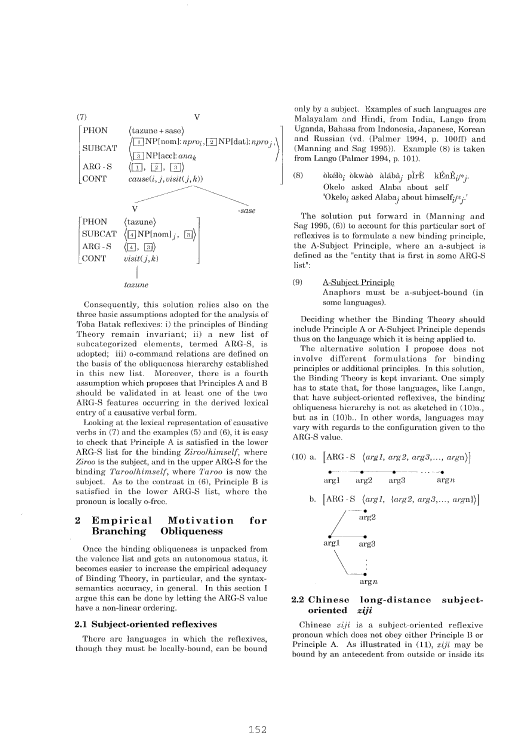(7) V

$$\begin{bmatrix} \text{PHON} & \langle \text{tazune + sase} \rangle \\ \text{SUBCAT} & \left\langle \boxed{1}\,\text{NP[nom]}{:}\,npro_i, \boxed{2}\,\text{NP[dat]}{:}\,npro_j, \boxed{3}\,\text{NP[acc]}{:}\,ana_k \right\rangle \\ \text{ARG-S} & \langle \boxed{1}, \boxed{2}, \boxed{3} \rangle \\ \text{CONT} & cause(i, j, visit(j,k)) \end{bmatrix}$$

V *-sase*

$$\begin{bmatrix} \text{PHON} & \langle \text{tazune} \rangle \\ \text{SUBCAT} & \langle \boxed{4}\,\text{NP[nom]}_j, \boxed{3} \rangle \\ \text{ARG-S} & \langle \boxed{4}, \boxed{3} \rangle \\ \text{CONT} & visit(j,k) \end{bmatrix}$$

*tazune*

Consequently, this solution relies also on the three basic assumptions adopted for the analysis of Toba Batak reflexives: i) the principles of Binding Theory remain invariant; ii) a new list of subcategorized elements, termed ARG-S, is adopted; iii) o-command relations are defined on the basis of the obliqueness hierarchy established in this new list. Moreover, there is a fourth assumption which proposes that Principles A and B should be validated in at least one of the two ARG-S features occurring in the derived lexical entry of a causative verbal form.

Looking at the lexical representation of causative verbs in (7) and the examples (5) and (6), it is easy to check that Principle A is satisfied in the lower ARG-S list for the binding *Ziroo/himself*, where *Ziroo* is the subject, and in the upper ARG-S for the binding *Taroo/himself*, where *Taroo* is now the subject. As to the contrast in (6), Principle B is satisfied in the lower ARG-S list, where the pronoun is locally o-free.

## 2 Empirical Motivation for Branching Obliqueness

Once the binding obliqueness is unpacked from the valence list and gets an autonomous status, it becomes easier to increase the empirical adequacy of Binding Theory, in particular, and the syntax-semantics accuracy, in general. In this section I argue this can be done by letting the ARG-S value have a non-linear ordering.

### 2.1 Subject-oriented reflexives

There are languages in which the reflexives, though they must be locally-bound, can be bound only by a subject. Examples of such languages are Malayalam and Hindi, from India, Lango from Uganda, Bahasa from Indonesia, Japanese, Korean and Russian (vd. (Palmer 1994, p. 100ff) and (Manning and Sag 1995)). Example (8) is taken from Lango (Palmer 1994, p. 101).

(8) òkélò$_i$ òkwàò àlábâ$_j$ pìrÈ kÉnÊ$_{i/*j}$.
Okelo asked Alaba about self
'Okelo$_i$ asked Alaba$_j$ about himself$_{i/*j}$.'

The solution put forward in (Manning and Sag 1995, (6)) to account for this particular sort of reflexives is to formulate a new binding principle, the A-Subject Principle, where an a-subject is defined as the "entity that is first in some ARG-S list":

(9) A-Subject Principle
Anaphors must be a-subject-bound (in some languages).

Deciding whether the Binding Theory should include Principle A or A-Subject Principle depends thus on the language which it is being applied to.

The alternative solution I propose does not involve different formulations for binding principles or additional principles. In this solution, the Binding Theory is kept invariant. One simply has to state that, for those languages, like Lango, that have subject-oriented reflexives, the binding obliqueness hierarchy is not as sketched in (10)a., but as in (10)b.. In other words, languages may vary with regards to the configuration given to the ARG-S value.

(10) a. $\left[\text{ARG-S} \ \langle arg1, arg2, arg3, \ldots, argn \rangle\right]$

arg1 — arg2 — arg3 — ... — arg$n$

b. $\left[\text{ARG-S} \ \langle arg1, \{arg2, arg3, \ldots, argn\}\rangle\right]$

arg1 branching to arg2, arg3, ..., arg$n$

### 2.2 Chinese long-distance subject-oriented *ziji*

Chinese *ziji* is a subject-oriented reflexive pronoun which does not obey either Principle B or Principle A. As illustrated in (11), *ziji* may be bound by an antecedent from outside or inside its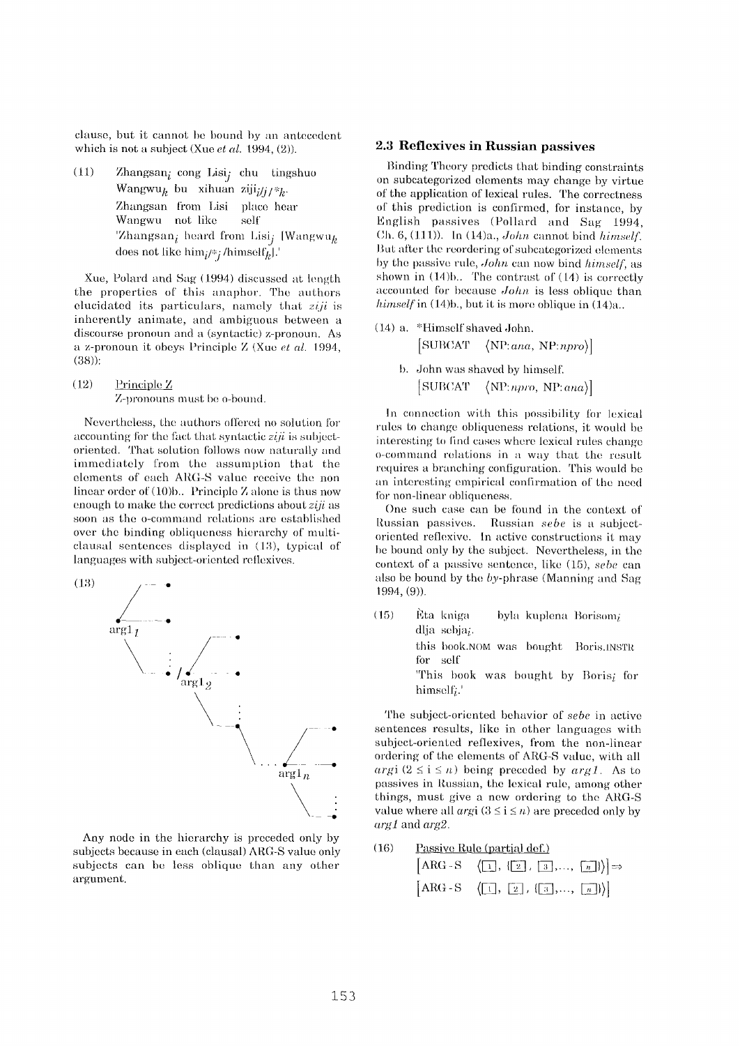clause, but it cannot be bound by an antecedent which is not a subject (Xue *et al.* 1994, (2)).

(11) Zhangsan$_i$ cong Lisi$_j$ chu tingshuo Wangwu$_k$ bu xihuan ziji$_{i/j/*k}$.
Zhangsan from Lisi place hear Wangwu not like self
'Zhangsan$_i$ heard from Lisi$_j$ [Wangwu$_k$ does not like him$_{i/*j}$/himself$_k$].'

Xue, Polard and Sag (1994) discussed at length the properties of this anaphor. The authors elucidated its particulars, namely that *ziji* is inherently animate, and ambiguous between a discourse pronoun and a (syntactic) z-pronoun. As a z-pronoun it obeys Principle Z (Xue *et al.* 1994, (38)):

(12) Principle Z
Z-pronouns must be o-bound.

Nevertheless, the authors offered no solution for accounting for the fact that syntactic *ziji* is subject-oriented. That solution follows now naturally and immediately from the assumption that the elements of each ARG-S value receive the non linear order of (10)b.. Principle Z alone is thus now enough to make the correct predictions about *ziji* as soon as the o-command relations are established over the binding obliqueness hierarchy of multi-clausal sentences displayed in (13), typical of languages with subject-oriented reflexives.

(13) [Diagram: branching obliqueness hierarchy with nodes $arg1_1$, $arg1_2$, ..., $arg1_n$]

Any node in the hierarchy is preceded only by subjects because in each (clausal) ARG-S value only subjects can be less oblique than any other argument.

## 2.3 Reflexives in Russian passives

Binding Theory predicts that binding constraints on subcategorized elements may change by virtue of the application of lexical rules. The correctness of this prediction is confirmed, for instance, by English passives (Pollard and Sag 1994, Ch. 6, (111)). In (14)a., *John* cannot bind *himself*. But after the reordering of subcategorized elements by the passive rule, *John* can now bind *himself*, as shown in (14)b.. The contrast of (14) is correctly accounted for because *John* is less oblique than *himself* in (14)b., but it is more oblique in (14)a..

(14) a. \*Himself shaved John.
[SUBCAT ⟨NP:*ana*, NP:*npro*⟩]

b. John was shaved by himself.
[SUBCAT ⟨NP:*npro*, NP:*ana*⟩]

In connection with this possibility for lexical rules to change obliqueness relations, it would be interesting to find cases where lexical rules change o-command relations in a way that the result requires a branching configuration. This would be an interesting empirical confirmation of the need for non-linear obliqueness.

One such case can be found in the context of Russian passives. Russian *sebe* is a subject-oriented reflexive. In active constructions it may be bound only by the subject. Nevertheless, in the context of a passive sentence, like (15), *sebe* can also be bound by the *by*-phrase (Manning and Sag 1994, (9)).

(15) Èta kniga byla kuplena Borisom$_i$ dlja sebja$_i$.
this book.NOM was bought Boris.INSTR for self
'This book was bought by Boris$_i$ for himself$_i$.'

The subject-oriented behavior of *sebe* in active sentences results, like in other languages with subject-oriented reflexives, from the non-linear ordering of the elements of ARG-S value, with all $arg i$ ($2 \leq i \leq n$) being preceded by $arg1$. As to passives in Russian, the lexical rule, among other things, must give a new ordering to the ARG-S value where all $arg i$ ($3 \leq i \leq n$) are preceded only by $arg1$ and $arg2$.

(16) Passive Rule (partial def.)
[ARG-S ⟨[1], {[2], [3],..., [n]}⟩] ⇒
[ARG-S ⟨[1], [2], {[3],..., [n]}⟩]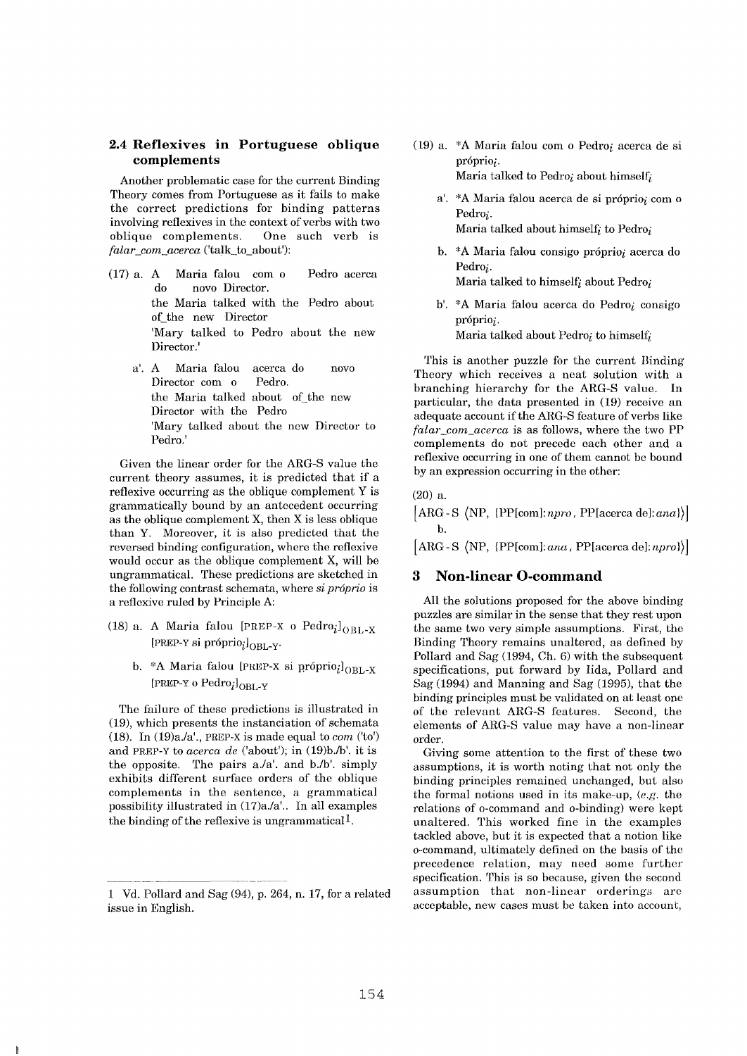## 2.4 Reflexives in Portuguese oblique complements

Another problematic case for the current Binding Theory comes from Portuguese as it fails to make the correct predictions for binding patterns involving reflexives in the context of verbs with two oblique complements. One such verb is *falar_com_acerca* ('talk_to_about'):

(17) a. A Maria falou com o Pedro acerca do novo Director.
the Maria talked with the Pedro about of_the new Director
'Mary talked to Pedro about the new Director.'

a'. A Maria falou acerca do novo Director com o Pedro.
the Maria talked about of_the new Director with the Pedro
'Mary talked about the new Director to Pedro.'

Given the linear order for the ARG-S value the current theory assumes, it is predicted that if a reflexive occurring as the oblique complement Y is grammatically bound by an antecedent occurring as the oblique complement X, then X is less oblique than Y. Moreover, it is also predicted that the reversed binding configuration, where the reflexive would occur as the oblique complement X, will be ungrammatical. These predictions are sketched in the following contrast schemata, where *si próprio* is a reflexive ruled by Principle A:

(18) a. A Maria falou [PREP-X o Pedro$_i$]$_{\text{OBL-X}}$ [PREP-Y si próprio$_i$]$_{\text{OBL-Y}}$.

b. *A Maria falou [PREP-X si próprio$_i$]$_{\text{OBL-X}}$ [PREP-Y o Pedro$_i$]$_{\text{OBL-Y}}$

The failure of these predictions is illustrated in (19), which presents the instanciation of schemata (18). In (19)a./a'., PREP-X is made equal to *com* ('to') and PREP-Y to *acerca de* ('about'); in (19)b./b'. it is the opposite. The pairs a./a'. and b./b'. simply exhibits different surface orders of the oblique complements in the sentence, a grammatical possibility illustrated in (17)a./a'.. In all examples the binding of the reflexive is ungrammatical[1].

(19) a. *A Maria falou com o Pedro$_i$ acerca de si próprio$_i$.
Maria talked to Pedro$_i$ about himself$_i$

a'. *A Maria falou acerca de si próprio$_i$ com o Pedro$_i$.
Maria talked about himself$_i$ to Pedro$_i$

b. *A Maria falou consigo próprio$_i$ acerca do Pedro$_i$.
Maria talked to himself$_i$ about Pedro$_i$

b'. *A Maria falou acerca do Pedro$_i$ consigo próprio$_i$.
Maria talked about Pedro$_i$ to himself$_i$

This is another puzzle for the current Binding Theory which receives a neat solution with a branching hierarchy for the ARG-S value. In particular, the data presented in (19) receive an adequate account if the ARG-S feature of verbs like *falar_com_acerca* is as follows, where the two PP complements do not precede each other and a reflexive occurring in one of them cannot be bound by an expression occurring in the other:

(20) a.

$$\left[\text{ARG-S } \langle \text{NP}, \{\text{PP[com]}{:}\,npro, \text{ PP[acerca de]}{:}\,ana\}\rangle\right]$$

b.

$$\left[\text{ARG-S } \langle \text{NP}, \{\text{PP[com]}{:}\,ana, \text{ PP[acerca de]}{:}\,npro\}\rangle\right]$$

# 3 Non-linear O-command

All the solutions proposed for the above binding puzzles are similar in the sense that they rest upon the same two very simple assumptions. First, the Binding Theory remains unaltered, as defined by Pollard and Sag (1994, Ch. 6) with the subsequent specifications, put forward by Iida, Pollard and Sag (1994) and Manning and Sag (1995), that the binding principles must be validated on at least one of the relevant ARG-S features. Second, the elements of ARG-S value may have a non-linear order.

Giving some attention to the first of these two assumptions, it is worth noting that not only the binding principles remained unchanged, but also the formal notions used in its make-up, (*e.g.* the relations of o-command and o-binding) were kept unaltered. This worked fine in the examples tackled above, but it is expected that a notion like o-command, ultimately defined on the basis of the precedence relation, may need some further specification. This is so because, given the second assumption that non-linear orderings are acceptable, new cases must be taken into account,

---

1 Vd. Pollard and Sag (94), p. 264, n. 17, for a related issue in English.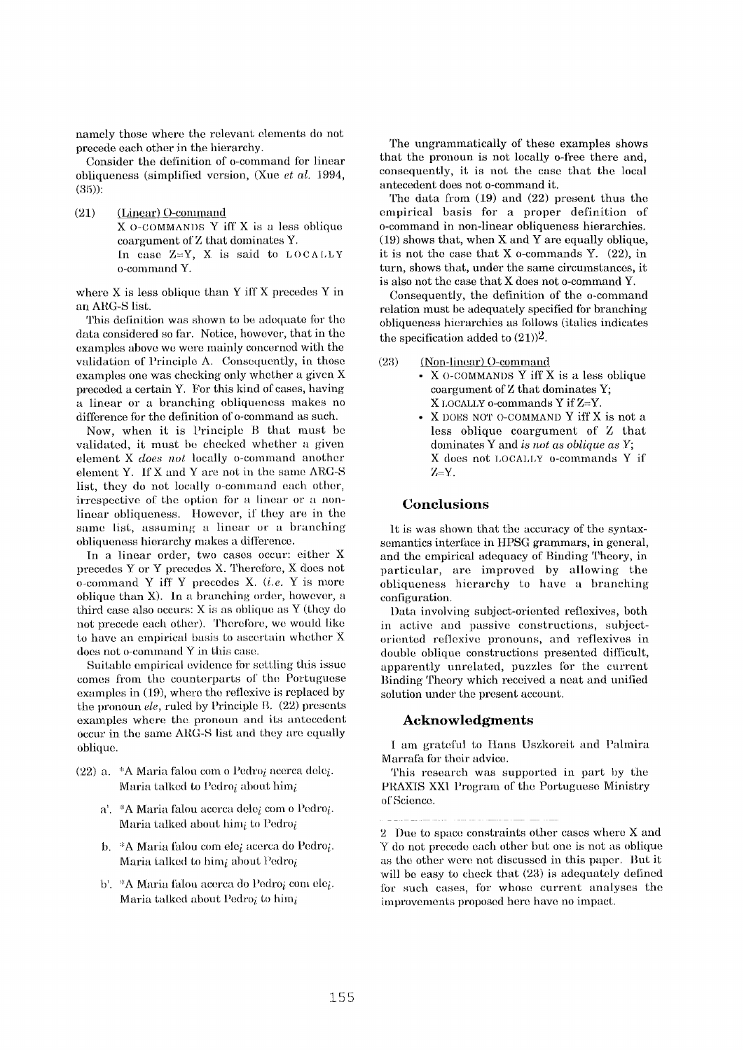namely those where the relevant elements do not precede each other in the hierarchy.

Consider the definition of o-command for linear obliqueness (simplified version, (Xue *et al.* 1994, (35)):

(21) (Linear) O-command
X O-COMMANDS Y iff X is a less oblique coargument of Z that dominates Y.
In case Z=Y, X is said to LOCALLY o-command Y.

where X is less oblique than Y iff X precedes Y in an ARG-S list.

This definition was shown to be adequate for the data considered so far. Notice, however, that in the examples above we were mainly concerned with the validation of Principle A. Consequently, in those examples one was checking only whether a given X preceded a certain Y. For this kind of cases, having a linear or a branching obliqueness makes no difference for the definition of o-command as such.

Now, when it is Principle B that must be validated, it must be checked whether a given element X *does not* locally o-command another element Y. If X and Y are not in the same ARG-S list, they do not locally o-command each other, irrespective of the option for a linear or a non-linear obliqueness. However, if they are in the same list, assuming a linear or a branching obliqueness hierarchy makes a difference.

In a linear order, two cases occur: either X precedes Y or Y precedes X. Therefore, X does not o-command Y iff Y precedes X. (*i.e.* Y is more oblique than X). In a branching order, however, a third case also occurs: X is as oblique as Y (they do not precede each other). Therefore, we would like to have an empirical basis to ascertain whether X does not o-command Y in this case.

Suitable empirical evidence for settling this issue comes from the counterparts of the Portuguese examples in (19), where the reflexive is replaced by the pronoun *ele*, ruled by Principle B. (22) presents examples where the pronoun and its antecedent occur in the same ARG-S list and they are equally oblique.

(22) a. \*A Maria falou com o Pedro$_i$ acerca dele$_i$.
Maria talked to Pedro$_i$ about him$_i$

a'. \*A Maria falou acerca dele$_i$ com o Pedro$_i$.
Maria talked about him$_i$ to Pedro$_i$

b. \*A Maria falou com ele$_i$ acerca do Pedro$_i$.
Maria talked to him$_i$ about Pedro$_i$

b'. \*A Maria falou acerca do Pedro$_i$ com ele$_i$.
Maria talked about Pedro$_i$ to him$_i$

The ungrammatically of these examples shows that the pronoun is not locally o-free there and, consequently, it is not the case that the local antecedent does not o-command it.

The data from (19) and (22) present thus the empirical basis for a proper definition of o-command in non-linear obliqueness hierarchies. (19) shows that, when X and Y are equally oblique, it is not the case that X o-commands Y. (22), in turn, shows that, under the same circumstances, it is also not the case that X does not o-command Y.

Consequently, the definition of the o-command relation must be adequately specified for branching obliqueness hierarchies as follows (italics indicates the specification added to (21))[2].

(23) (Non-linear) O-command
- X O-COMMANDS Y iff X is a less oblique coargument of Z that dominates Y;
X LOCALLY o-commands Y if Z=Y.
- X DOES NOT O-COMMAND Y iff X is not a less oblique coargument of Z that dominates Y and *is not as oblique as Y*;
X does not LOCALLY o-commands Y if Z=Y.

## Conclusions

It is was shown that the accuracy of the syntax-semantics interface in HPSG grammars, in general, and the empirical adequacy of Binding Theory, in particular, are improved by allowing the obliqueness hierarchy to have a branching configuration.

Data involving subject-oriented reflexives, both in active and passive constructions, subject-oriented reflexive pronouns, and reflexives in double oblique constructions presented difficult, apparently unrelated, puzzles for the current Binding Theory which received a neat and unified solution under the present account.

## Acknowledgments

I am grateful to Hans Uszkoreit and Palmira Marrafa for their advice.

This research was supported in part by the PRAXIS XXI Program of the Portuguese Ministry of Science.

---

2 Due to space constraints other cases where X and Y do not precede each other but one is not as oblique as the other were not discussed in this paper. But it will be easy to check that (23) is adequately defined for such cases, for whose current analyses the improvements proposed here have no impact.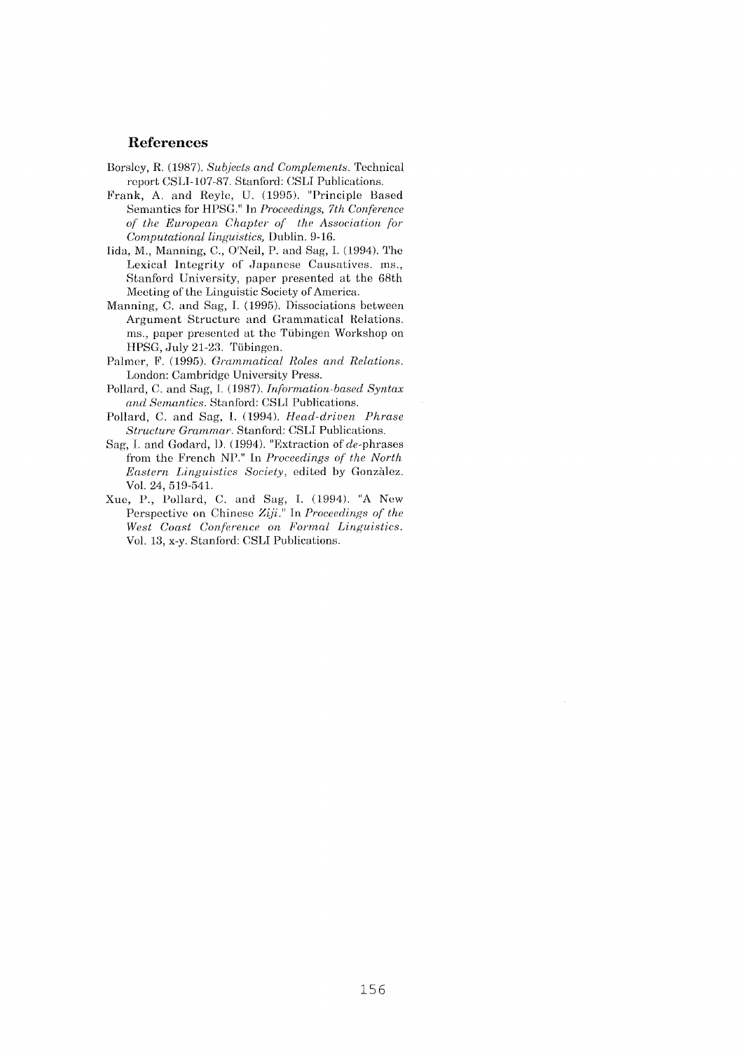## References

Borsley, R. (1987). *Subjects and Complements*. Technical report CSLI-107-87. Stanford: CSLI Publications.

Frank, A. and Reyle, U. (1995). "Principle Based Semantics for HPSG." In *Proceedings, 7th Conference of the European Chapter of the Association for Computational linguistics,* Dublin. 9-16.

Iida, M., Manning, C., O'Neil, P. and Sag, I. (1994). The Lexical Integrity of Japanese Causatives. ms., Stanford University, paper presented at the 68th Meeting of the Linguistic Society of America.

Manning, C. and Sag, I. (1995). Dissociations between Argument Structure and Grammatical Relations. ms., paper presented at the Tübingen Workshop on HPSG, July 21-23. Tübingen.

Palmer, F. (1995). *Grammatical Roles and Relations*. London: Cambridge University Press.

Pollard, C. and Sag, I. (1987). *Information-based Syntax and Semantics*. Stanford: CSLI Publications.

Pollard, C. and Sag, I. (1994). *Head-driven Phrase Structure Grammar*. Stanford: CSLI Publications.

Sag, I. and Godard, D. (1994). "Extraction of *de*-phrases from the French NP." In *Proceedings of the North Eastern Linguistics Society*, edited by Gonzàlez. Vol. 24, 519-541.

Xue, P., Pollard, C. and Sag, I. (1994). "A New Perspective on Chinese *Ziji*." In *Proceedings of the West Coast Conference on Formal Linguistics*. Vol. 13, x-y. Stanford: CSLI Publications.